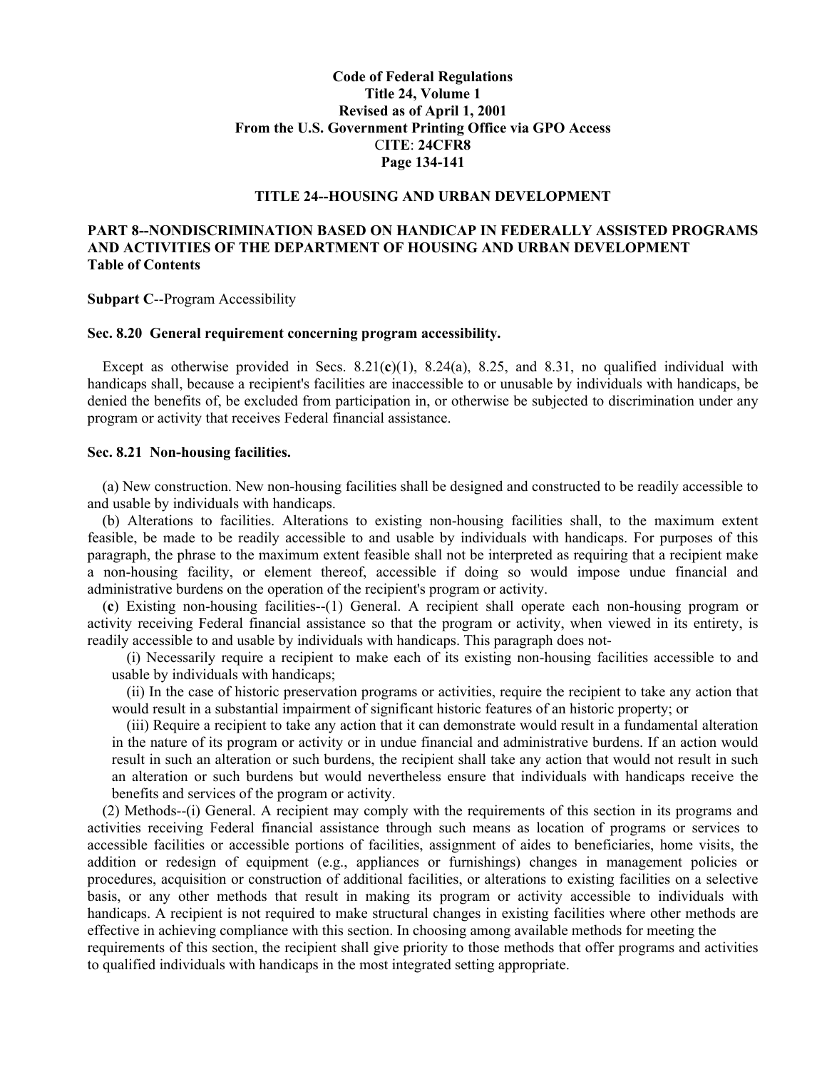**Code of Federal Regulations**
**Title 24, Volume 1**
**Revised as of April 1, 2001**
**From the U.S. Government Printing Office via GPO Access**
**CITE: 24CFR8**
**Page 134-141**

### TITLE 24--HOUSING AND URBAN DEVELOPMENT

## PART 8--NONDISCRIMINATION BASED ON HANDICAP IN FEDERALLY ASSISTED PROGRAMS AND ACTIVITIES OF THE DEPARTMENT OF HOUSING AND URBAN DEVELOPMENT

**Table of Contents**

**Subpart C**--Program Accessibility

### Sec. 8.20 General requirement concerning program accessibility.

Except as otherwise provided in Secs. 8.21(**c**)(1), 8.24(a), 8.25, and 8.31, no qualified individual with handicaps shall, because a recipient's facilities are inaccessible to or unusable by individuals with handicaps, be denied the benefits of, be excluded from participation in, or otherwise be subjected to discrimination under any program or activity that receives Federal financial assistance.

### Sec. 8.21 Non-housing facilities.

(a) New construction. New non-housing facilities shall be designed and constructed to be readily accessible to and usable by individuals with handicaps.

(b) Alterations to facilities. Alterations to existing non-housing facilities shall, to the maximum extent feasible, be made to be readily accessible to and usable by individuals with handicaps. For purposes of this paragraph, the phrase to the maximum extent feasible shall not be interpreted as requiring that a recipient make a non-housing facility, or element thereof, accessible if doing so would impose undue financial and administrative burdens on the operation of the recipient's program or activity.

(**c**) Existing non-housing facilities--(1) General. A recipient shall operate each non-housing program or activity receiving Federal financial assistance so that the program or activity, when viewed in its entirety, is readily accessible to and usable by individuals with handicaps. This paragraph does not-

(i) Necessarily require a recipient to make each of its existing non-housing facilities accessible to and usable by individuals with handicaps;

(ii) In the case of historic preservation programs or activities, require the recipient to take any action that would result in a substantial impairment of significant historic features of an historic property; or

(iii) Require a recipient to take any action that it can demonstrate would result in a fundamental alteration in the nature of its program or activity or in undue financial and administrative burdens. If an action would result in such an alteration or such burdens, the recipient shall take any action that would not result in such an alteration or such burdens but would nevertheless ensure that individuals with handicaps receive the benefits and services of the program or activity.

(2) Methods--(i) General. A recipient may comply with the requirements of this section in its programs and activities receiving Federal financial assistance through such means as location of programs or services to accessible facilities or accessible portions of facilities, assignment of aides to beneficiaries, home visits, the addition or redesign of equipment (e.g., appliances or furnishings) changes in management policies or procedures, acquisition or construction of additional facilities, or alterations to existing facilities on a selective basis, or any other methods that result in making its program or activity accessible to individuals with handicaps. A recipient is not required to make structural changes in existing facilities where other methods are effective in achieving compliance with this section. In choosing among available methods for meeting the requirements of this section, the recipient shall give priority to those methods that offer programs and activities to qualified individuals with handicaps in the most integrated setting appropriate.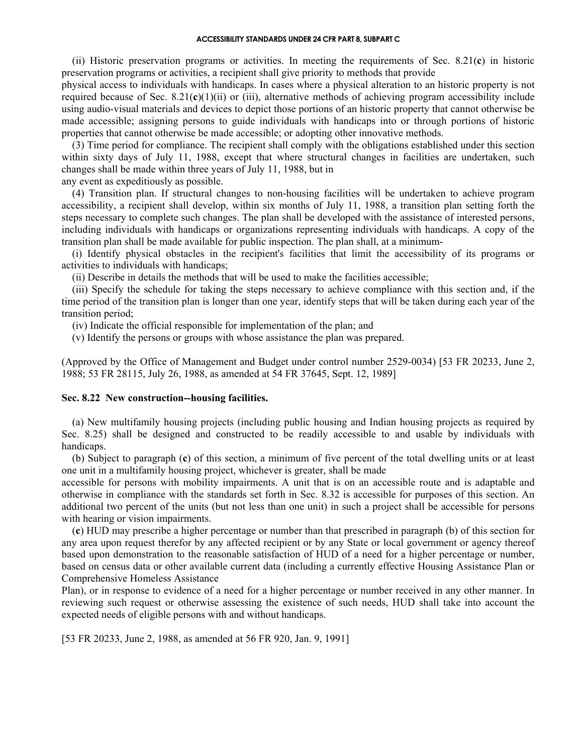(ii) Historic preservation programs or activities. In meeting the requirements of Sec. 8.21(**c**) in historic preservation programs or activities, a recipient shall give priority to methods that provide physical access to individuals with handicaps. In cases where a physical alteration to an historic property is not required because of Sec. 8.21(**c**)(1)(ii) or (iii), alternative methods of achieving program accessibility include using audio-visual materials and devices to depict those portions of an historic property that cannot otherwise be made accessible; assigning persons to guide individuals with handicaps into or through portions of historic properties that cannot otherwise be made accessible; or adopting other innovative methods.

(3) Time period for compliance. The recipient shall comply with the obligations established under this section within sixty days of July 11, 1988, except that where structural changes in facilities are undertaken, such changes shall be made within three years of July 11, 1988, but in any event as expeditiously as possible.

(4) Transition plan. If structural changes to non-housing facilities will be undertaken to achieve program accessibility, a recipient shall develop, within six months of July 11, 1988, a transition plan setting forth the steps necessary to complete such changes. The plan shall be developed with the assistance of interested persons, including individuals with handicaps or organizations representing individuals with handicaps. A copy of the transition plan shall be made available for public inspection. The plan shall, at a minimum-

(i) Identify physical obstacles in the recipient's facilities that limit the accessibility of its programs or activities to individuals with handicaps;

(ii) Describe in details the methods that will be used to make the facilities accessible;

(iii) Specify the schedule for taking the steps necessary to achieve compliance with this section and, if the time period of the transition plan is longer than one year, identify steps that will be taken during each year of the transition period;

(iv) Indicate the official responsible for implementation of the plan; and

(v) Identify the persons or groups with whose assistance the plan was prepared.

(Approved by the Office of Management and Budget under control number 2529-0034) [53 FR 20233, June 2, 1988; 53 FR 28115, July 26, 1988, as amended at 54 FR 37645, Sept. 12, 1989]

### Sec. 8.22 New construction--housing facilities.

(a) New multifamily housing projects (including public housing and Indian housing projects as required by Sec. 8.25) shall be designed and constructed to be readily accessible to and usable by individuals with handicaps.

(b) Subject to paragraph (**c**) of this section, a minimum of five percent of the total dwelling units or at least one unit in a multifamily housing project, whichever is greater, shall be made accessible for persons with mobility impairments. A unit that is on an accessible route and is adaptable and otherwise in compliance with the standards set forth in Sec. 8.32 is accessible for purposes of this section. An additional two percent of the units (but not less than one unit) in such a project shall be accessible for persons with hearing or vision impairments.

(**c**) HUD may prescribe a higher percentage or number than that prescribed in paragraph (b) of this section for any area upon request therefor by any affected recipient or by any State or local government or agency thereof based upon demonstration to the reasonable satisfaction of HUD of a need for a higher percentage or number, based on census data or other available current data (including a currently effective Housing Assistance Plan or Comprehensive Homeless Assistance Plan), or in response to evidence of a need for a higher percentage or number received in any other manner. In reviewing such request or otherwise assessing the existence of such needs, HUD shall take into account the expected needs of eligible persons with and without handicaps.

[53 FR 20233, June 2, 1988, as amended at 56 FR 920, Jan. 9, 1991]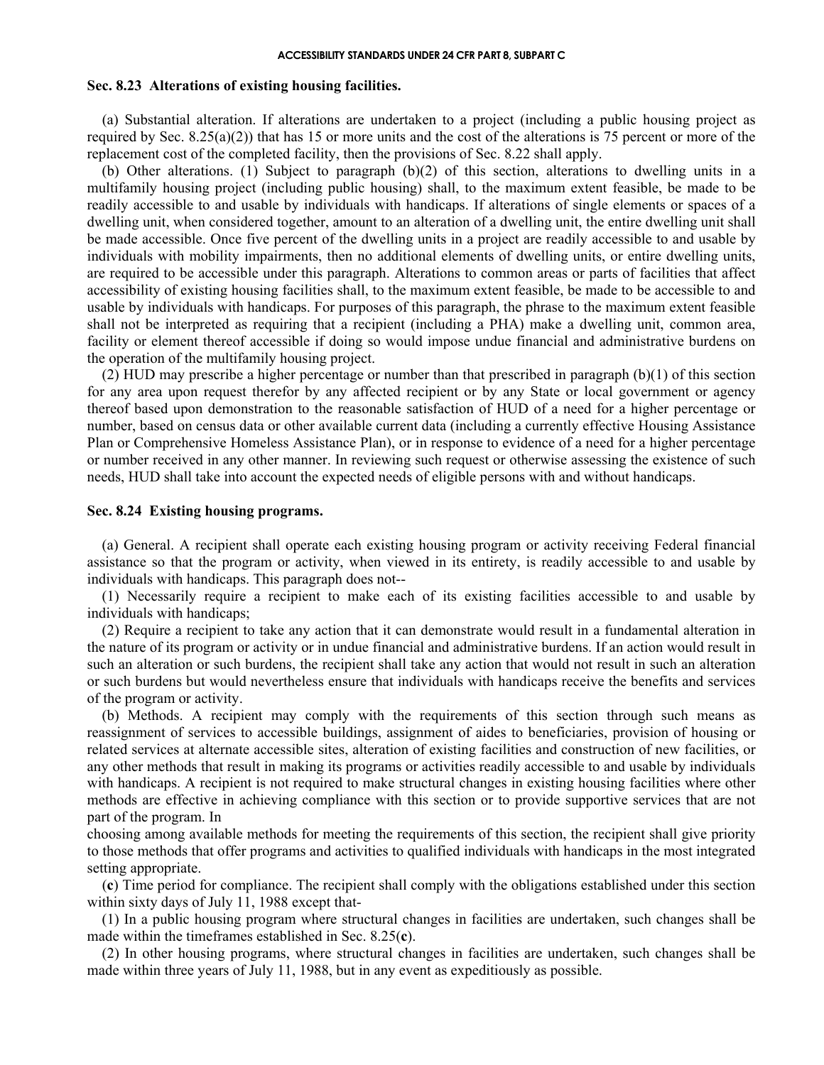### Sec. 8.23 Alterations of existing housing facilities.

(a) Substantial alteration. If alterations are undertaken to a project (including a public housing project as required by Sec. 8.25(a)(2)) that has 15 or more units and the cost of the alterations is 75 percent or more of the replacement cost of the completed facility, then the provisions of Sec. 8.22 shall apply.

(b) Other alterations. (1) Subject to paragraph (b)(2) of this section, alterations to dwelling units in a multifamily housing project (including public housing) shall, to the maximum extent feasible, be made to be readily accessible to and usable by individuals with handicaps. If alterations of single elements or spaces of a dwelling unit, when considered together, amount to an alteration of a dwelling unit, the entire dwelling unit shall be made accessible. Once five percent of the dwelling units in a project are readily accessible to and usable by individuals with mobility impairments, then no additional elements of dwelling units, or entire dwelling units, are required to be accessible under this paragraph. Alterations to common areas or parts of facilities that affect accessibility of existing housing facilities shall, to the maximum extent feasible, be made to be accessible to and usable by individuals with handicaps. For purposes of this paragraph, the phrase to the maximum extent feasible shall not be interpreted as requiring that a recipient (including a PHA) make a dwelling unit, common area, facility or element thereof accessible if doing so would impose undue financial and administrative burdens on the operation of the multifamily housing project.

(2) HUD may prescribe a higher percentage or number than that prescribed in paragraph (b)(1) of this section for any area upon request therefor by any affected recipient or by any State or local government or agency thereof based upon demonstration to the reasonable satisfaction of HUD of a need for a higher percentage or number, based on census data or other available current data (including a currently effective Housing Assistance Plan or Comprehensive Homeless Assistance Plan), or in response to evidence of a need for a higher percentage or number received in any other manner. In reviewing such request or otherwise assessing the existence of such needs, HUD shall take into account the expected needs of eligible persons with and without handicaps.

### Sec. 8.24 Existing housing programs.

(a) General. A recipient shall operate each existing housing program or activity receiving Federal financial assistance so that the program or activity, when viewed in its entirety, is readily accessible to and usable by individuals with handicaps. This paragraph does not--

(1) Necessarily require a recipient to make each of its existing facilities accessible to and usable by individuals with handicaps;

(2) Require a recipient to take any action that it can demonstrate would result in a fundamental alteration in the nature of its program or activity or in undue financial and administrative burdens. If an action would result in such an alteration or such burdens, the recipient shall take any action that would not result in such an alteration or such burdens but would nevertheless ensure that individuals with handicaps receive the benefits and services of the program or activity.

(b) Methods. A recipient may comply with the requirements of this section through such means as reassignment of services to accessible buildings, assignment of aides to beneficiaries, provision of housing or related services at alternate accessible sites, alteration of existing facilities and construction of new facilities, or any other methods that result in making its programs or activities readily accessible to and usable by individuals with handicaps. A recipient is not required to make structural changes in existing housing facilities where other methods are effective in achieving compliance with this section or to provide supportive services that are not part of the program. In choosing among available methods for meeting the requirements of this section, the recipient shall give priority to those methods that offer programs and activities to qualified individuals with handicaps in the most integrated setting appropriate.

(**c**) Time period for compliance. The recipient shall comply with the obligations established under this section within sixty days of July 11, 1988 except that-

(1) In a public housing program where structural changes in facilities are undertaken, such changes shall be made within the timeframes established in Sec. 8.25(**c**).

(2) In other housing programs, where structural changes in facilities are undertaken, such changes shall be made within three years of July 11, 1988, but in any event as expeditiously as possible.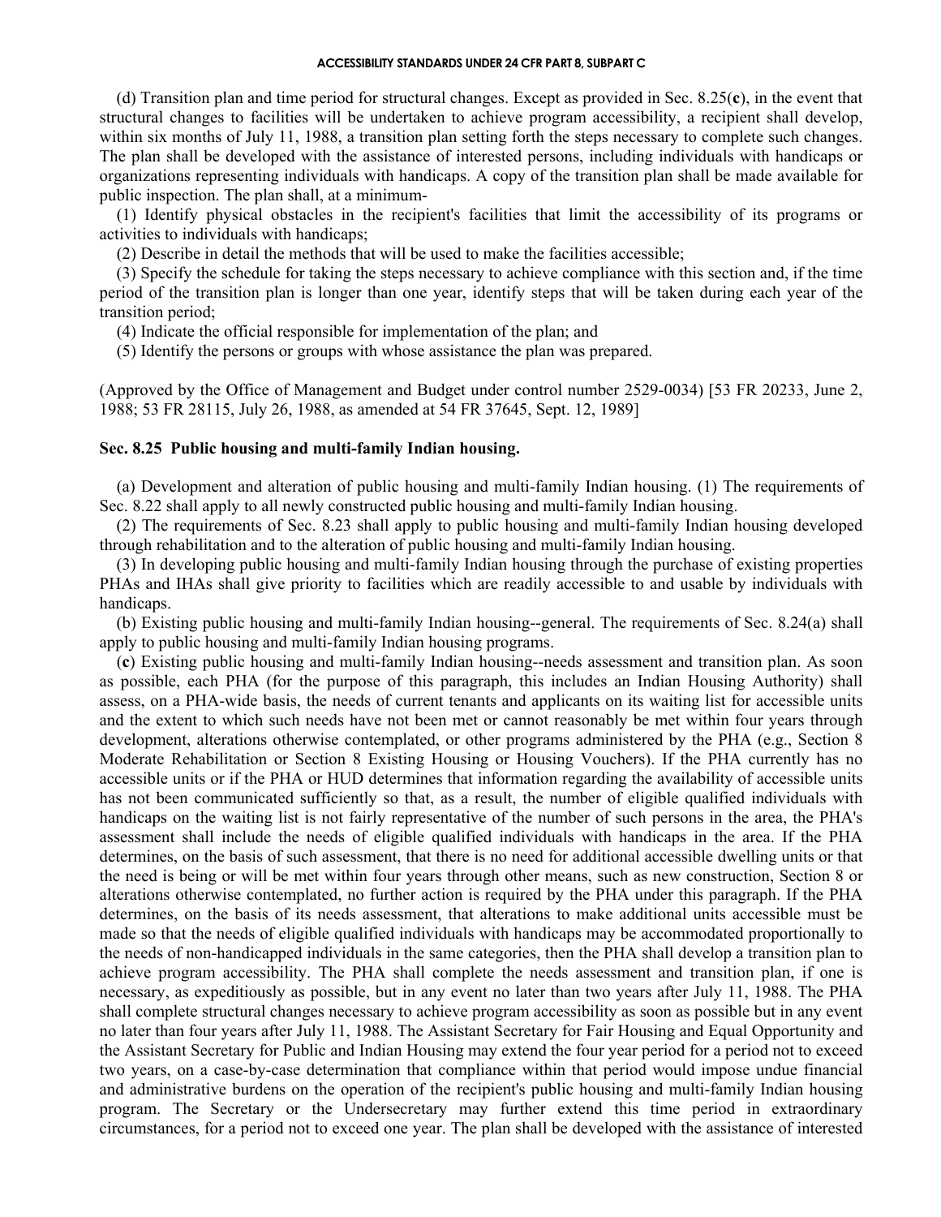(d) Transition plan and time period for structural changes. Except as provided in Sec. 8.25(**c**), in the event that structural changes to facilities will be undertaken to achieve program accessibility, a recipient shall develop, within six months of July 11, 1988, a transition plan setting forth the steps necessary to complete such changes. The plan shall be developed with the assistance of interested persons, including individuals with handicaps or organizations representing individuals with handicaps. A copy of the transition plan shall be made available for public inspection. The plan shall, at a minimum-

(1) Identify physical obstacles in the recipient's facilities that limit the accessibility of its programs or activities to individuals with handicaps;

(2) Describe in detail the methods that will be used to make the facilities accessible;

(3) Specify the schedule for taking the steps necessary to achieve compliance with this section and, if the time period of the transition plan is longer than one year, identify steps that will be taken during each year of the transition period;

(4) Indicate the official responsible for implementation of the plan; and

(5) Identify the persons or groups with whose assistance the plan was prepared.

(Approved by the Office of Management and Budget under control number 2529-0034) [53 FR 20233, June 2, 1988; 53 FR 28115, July 26, 1988, as amended at 54 FR 37645, Sept. 12, 1989]

### Sec. 8.25 Public housing and multi-family Indian housing.

(a) Development and alteration of public housing and multi-family Indian housing. (1) The requirements of Sec. 8.22 shall apply to all newly constructed public housing and multi-family Indian housing.

(2) The requirements of Sec. 8.23 shall apply to public housing and multi-family Indian housing developed through rehabilitation and to the alteration of public housing and multi-family Indian housing.

(3) In developing public housing and multi-family Indian housing through the purchase of existing properties PHAs and IHAs shall give priority to facilities which are readily accessible to and usable by individuals with handicaps.

(b) Existing public housing and multi-family Indian housing--general. The requirements of Sec. 8.24(a) shall apply to public housing and multi-family Indian housing programs.

(**c**) Existing public housing and multi-family Indian housing--needs assessment and transition plan. As soon as possible, each PHA (for the purpose of this paragraph, this includes an Indian Housing Authority) shall assess, on a PHA-wide basis, the needs of current tenants and applicants on its waiting list for accessible units and the extent to which such needs have not been met or cannot reasonably be met within four years through development, alterations otherwise contemplated, or other programs administered by the PHA (e.g., Section 8 Moderate Rehabilitation or Section 8 Existing Housing or Housing Vouchers). If the PHA currently has no accessible units or if the PHA or HUD determines that information regarding the availability of accessible units has not been communicated sufficiently so that, as a result, the number of eligible qualified individuals with handicaps on the waiting list is not fairly representative of the number of such persons in the area, the PHA's assessment shall include the needs of eligible qualified individuals with handicaps in the area. If the PHA determines, on the basis of such assessment, that there is no need for additional accessible dwelling units or that the need is being or will be met within four years through other means, such as new construction, Section 8 or alterations otherwise contemplated, no further action is required by the PHA under this paragraph. If the PHA determines, on the basis of its needs assessment, that alterations to make additional units accessible must be made so that the needs of eligible qualified individuals with handicaps may be accommodated proportionally to the needs of non-handicapped individuals in the same categories, then the PHA shall develop a transition plan to achieve program accessibility. The PHA shall complete the needs assessment and transition plan, if one is necessary, as expeditiously as possible, but in any event no later than two years after July 11, 1988. The PHA shall complete structural changes necessary to achieve program accessibility as soon as possible but in any event no later than four years after July 11, 1988. The Assistant Secretary for Fair Housing and Equal Opportunity and the Assistant Secretary for Public and Indian Housing may extend the four year period for a period not to exceed two years, on a case-by-case determination that compliance within that period would impose undue financial and administrative burdens on the operation of the recipient's public housing and multi-family Indian housing program. The Secretary or the Undersecretary may further extend this time period in extraordinary circumstances, for a period not to exceed one year. The plan shall be developed with the assistance of interested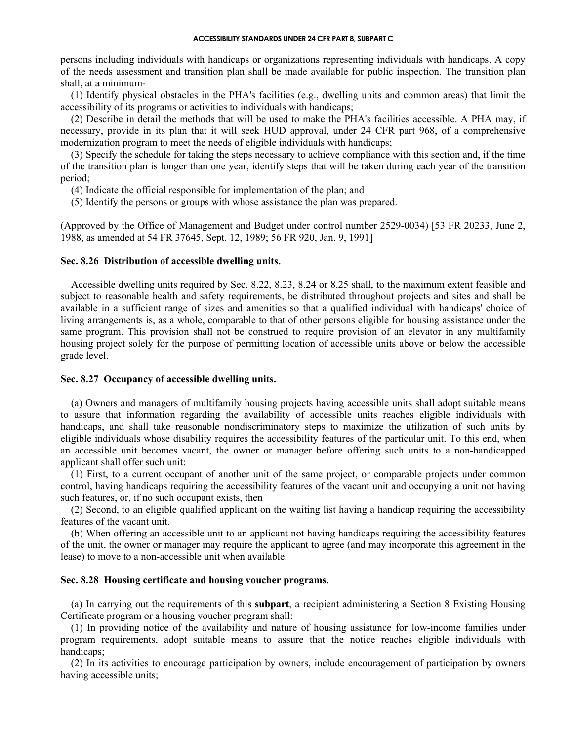persons including individuals with handicaps or organizations representing individuals with handicaps. A copy of the needs assessment and transition plan shall be made available for public inspection. The transition plan shall, at a minimum-

(1) Identify physical obstacles in the PHA's facilities (e.g., dwelling units and common areas) that limit the accessibility of its programs or activities to individuals with handicaps;

(2) Describe in detail the methods that will be used to make the PHA's facilities accessible. A PHA may, if necessary, provide in its plan that it will seek HUD approval, under 24 CFR part 968, of a comprehensive modernization program to meet the needs of eligible individuals with handicaps;

(3) Specify the schedule for taking the steps necessary to achieve compliance with this section and, if the time of the transition plan is longer than one year, identify steps that will be taken during each year of the transition period;

(4) Indicate the official responsible for implementation of the plan; and

(5) Identify the persons or groups with whose assistance the plan was prepared.

(Approved by the Office of Management and Budget under control number 2529-0034) [53 FR 20233, June 2, 1988, as amended at 54 FR 37645, Sept. 12, 1989; 56 FR 920, Jan. 9, 1991]

### Sec. 8.26 Distribution of accessible dwelling units.

Accessible dwelling units required by Sec. 8.22, 8.23, 8.24 or 8.25 shall, to the maximum extent feasible and subject to reasonable health and safety requirements, be distributed throughout projects and sites and shall be available in a sufficient range of sizes and amenities so that a qualified individual with handicaps' choice of living arrangements is, as a whole, comparable to that of other persons eligible for housing assistance under the same program. This provision shall not be construed to require provision of an elevator in any multifamily housing project solely for the purpose of permitting location of accessible units above or below the accessible grade level.

### Sec. 8.27 Occupancy of accessible dwelling units.

(a) Owners and managers of multifamily housing projects having accessible units shall adopt suitable means to assure that information regarding the availability of accessible units reaches eligible individuals with handicaps, and shall take reasonable nondiscriminatory steps to maximize the utilization of such units by eligible individuals whose disability requires the accessibility features of the particular unit. To this end, when an accessible unit becomes vacant, the owner or manager before offering such units to a non-handicapped applicant shall offer such unit:

(1) First, to a current occupant of another unit of the same project, or comparable projects under common control, having handicaps requiring the accessibility features of the vacant unit and occupying a unit not having such features, or, if no such occupant exists, then

(2) Second, to an eligible qualified applicant on the waiting list having a handicap requiring the accessibility features of the vacant unit.

(b) When offering an accessible unit to an applicant not having handicaps requiring the accessibility features of the unit, the owner or manager may require the applicant to agree (and may incorporate this agreement in the lease) to move to a non-accessible unit when available.

### Sec. 8.28 Housing certificate and housing voucher programs.

(a) In carrying out the requirements of this **subpart**, a recipient administering a Section 8 Existing Housing Certificate program or a housing voucher program shall:

(1) In providing notice of the availability and nature of housing assistance for low-income families under program requirements, adopt suitable means to assure that the notice reaches eligible individuals with handicaps;

(2) In its activities to encourage participation by owners, include encouragement of participation by owners having accessible units;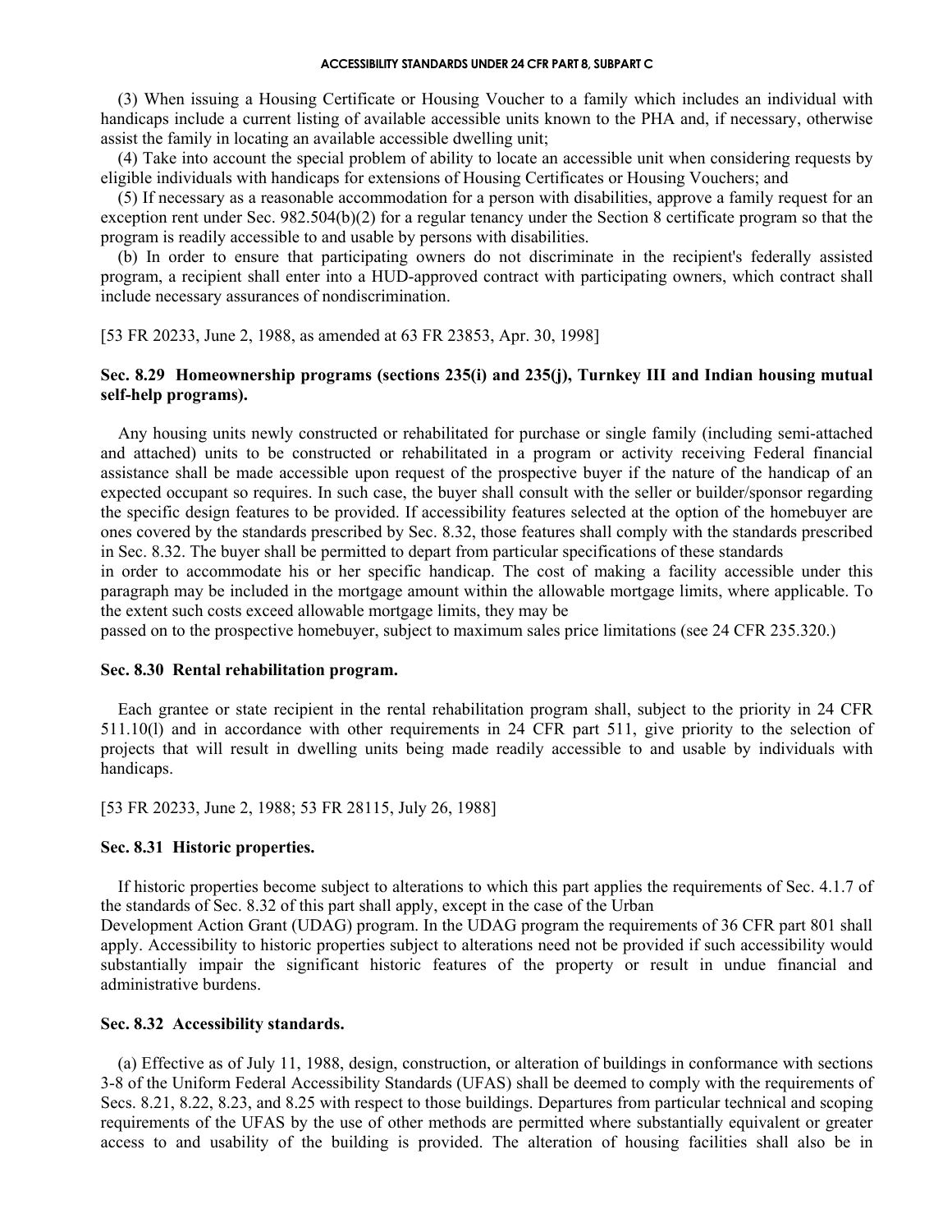(3) When issuing a Housing Certificate or Housing Voucher to a family which includes an individual with handicaps include a current listing of available accessible units known to the PHA and, if necessary, otherwise assist the family in locating an available accessible dwelling unit;

(4) Take into account the special problem of ability to locate an accessible unit when considering requests by eligible individuals with handicaps for extensions of Housing Certificates or Housing Vouchers; and

(5) If necessary as a reasonable accommodation for a person with disabilities, approve a family request for an exception rent under Sec. 982.504(b)(2) for a regular tenancy under the Section 8 certificate program so that the program is readily accessible to and usable by persons with disabilities.

(b) In order to ensure that participating owners do not discriminate in the recipient's federally assisted program, a recipient shall enter into a HUD-approved contract with participating owners, which contract shall include necessary assurances of nondiscrimination.

[53 FR 20233, June 2, 1988, as amended at 63 FR 23853, Apr. 30, 1998]

### Sec. 8.29 Homeownership programs (sections 235(i) and 235(j), Turnkey III and Indian housing mutual self-help programs).

Any housing units newly constructed or rehabilitated for purchase or single family (including semi-attached and attached) units to be constructed or rehabilitated in a program or activity receiving Federal financial assistance shall be made accessible upon request of the prospective buyer if the nature of the handicap of an expected occupant so requires. In such case, the buyer shall consult with the seller or builder/sponsor regarding the specific design features to be provided. If accessibility features selected at the option of the homebuyer are ones covered by the standards prescribed by Sec. 8.32, those features shall comply with the standards prescribed in Sec. 8.32. The buyer shall be permitted to depart from particular specifications of these standards in order to accommodate his or her specific handicap. The cost of making a facility accessible under this paragraph may be included in the mortgage amount within the allowable mortgage limits, where applicable. To the extent such costs exceed allowable mortgage limits, they may be passed on to the prospective homebuyer, subject to maximum sales price limitations (see 24 CFR 235.320.)

### Sec. 8.30 Rental rehabilitation program.

Each grantee or state recipient in the rental rehabilitation program shall, subject to the priority in 24 CFR 511.10(l) and in accordance with other requirements in 24 CFR part 511, give priority to the selection of projects that will result in dwelling units being made readily accessible to and usable by individuals with handicaps.

[53 FR 20233, June 2, 1988; 53 FR 28115, July 26, 1988]

### Sec. 8.31 Historic properties.

If historic properties become subject to alterations to which this part applies the requirements of Sec. 4.1.7 of the standards of Sec. 8.32 of this part shall apply, except in the case of the Urban Development Action Grant (UDAG) program. In the UDAG program the requirements of 36 CFR part 801 shall apply. Accessibility to historic properties subject to alterations need not be provided if such accessibility would substantially impair the significant historic features of the property or result in undue financial and administrative burdens.

### Sec. 8.32 Accessibility standards.

(a) Effective as of July 11, 1988, design, construction, or alteration of buildings in conformance with sections 3-8 of the Uniform Federal Accessibility Standards (UFAS) shall be deemed to comply with the requirements of Secs. 8.21, 8.22, 8.23, and 8.25 with respect to those buildings. Departures from particular technical and scoping requirements of the UFAS by the use of other methods are permitted where substantially equivalent or greater access to and usability of the building is provided. The alteration of housing facilities shall also be in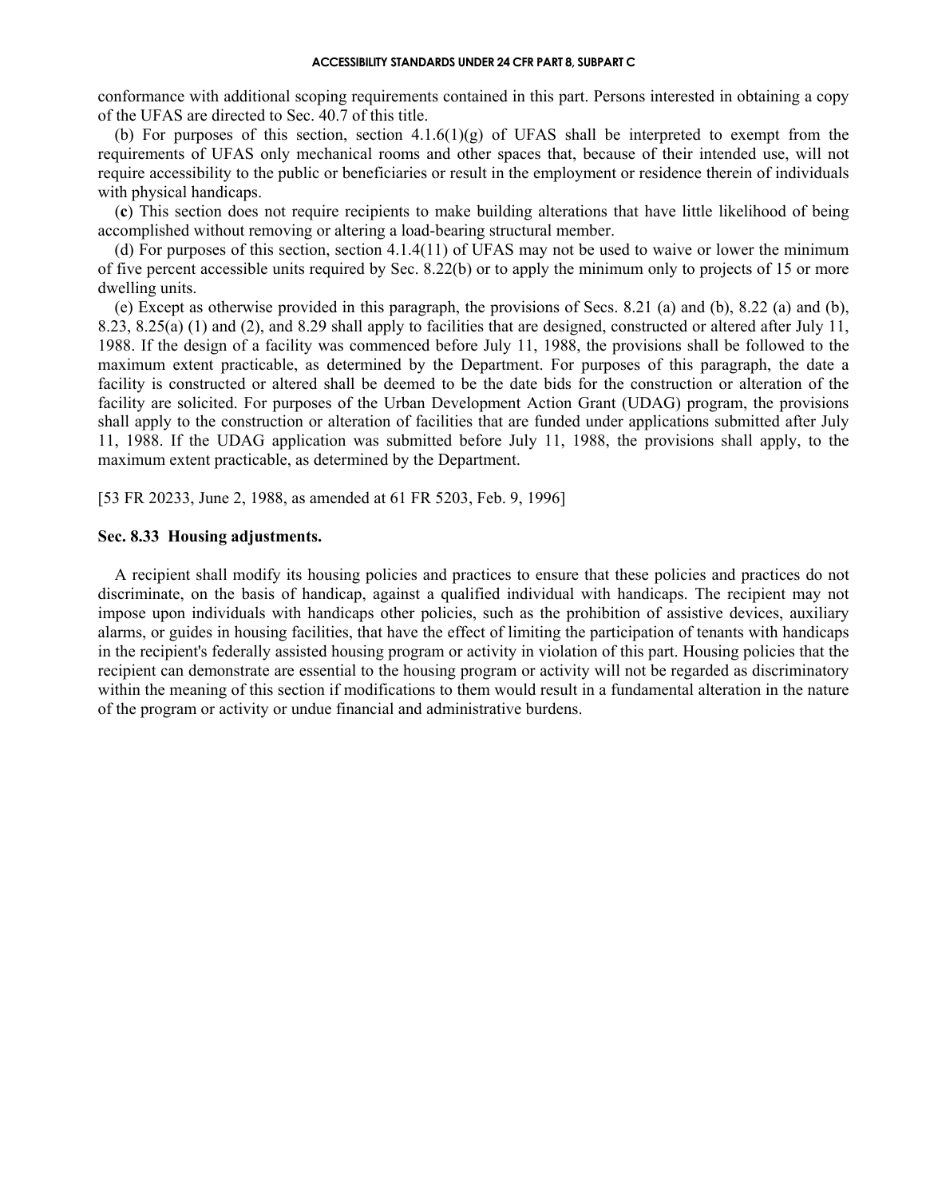conformance with additional scoping requirements contained in this part. Persons interested in obtaining a copy of the UFAS are directed to Sec. 40.7 of this title.

(b) For purposes of this section, section 4.1.6(1)(g) of UFAS shall be interpreted to exempt from the requirements of UFAS only mechanical rooms and other spaces that, because of their intended use, will not require accessibility to the public or beneficiaries or result in the employment or residence therein of individuals with physical handicaps.

(**c**) This section does not require recipients to make building alterations that have little likelihood of being accomplished without removing or altering a load-bearing structural member.

(d) For purposes of this section, section 4.1.4(11) of UFAS may not be used to waive or lower the minimum of five percent accessible units required by Sec. 8.22(b) or to apply the minimum only to projects of 15 or more dwelling units.

(e) Except as otherwise provided in this paragraph, the provisions of Secs. 8.21 (a) and (b), 8.22 (a) and (b), 8.23, 8.25(a) (1) and (2), and 8.29 shall apply to facilities that are designed, constructed or altered after July 11, 1988. If the design of a facility was commenced before July 11, 1988, the provisions shall be followed to the maximum extent practicable, as determined by the Department. For purposes of this paragraph, the date a facility is constructed or altered shall be deemed to be the date bids for the construction or alteration of the facility are solicited. For purposes of the Urban Development Action Grant (UDAG) program, the provisions shall apply to the construction or alteration of facilities that are funded under applications submitted after July 11, 1988. If the UDAG application was submitted before July 11, 1988, the provisions shall apply, to the maximum extent practicable, as determined by the Department.

[53 FR 20233, June 2, 1988, as amended at 61 FR 5203, Feb. 9, 1996]

### Sec. 8.33 Housing adjustments.

A recipient shall modify its housing policies and practices to ensure that these policies and practices do not discriminate, on the basis of handicap, against a qualified individual with handicaps. The recipient may not impose upon individuals with handicaps other policies, such as the prohibition of assistive devices, auxiliary alarms, or guides in housing facilities, that have the effect of limiting the participation of tenants with handicaps in the recipient's federally assisted housing program or activity in violation of this part. Housing policies that the recipient can demonstrate are essential to the housing program or activity will not be regarded as discriminatory within the meaning of this section if modifications to them would result in a fundamental alteration in the nature of the program or activity or undue financial and administrative burdens.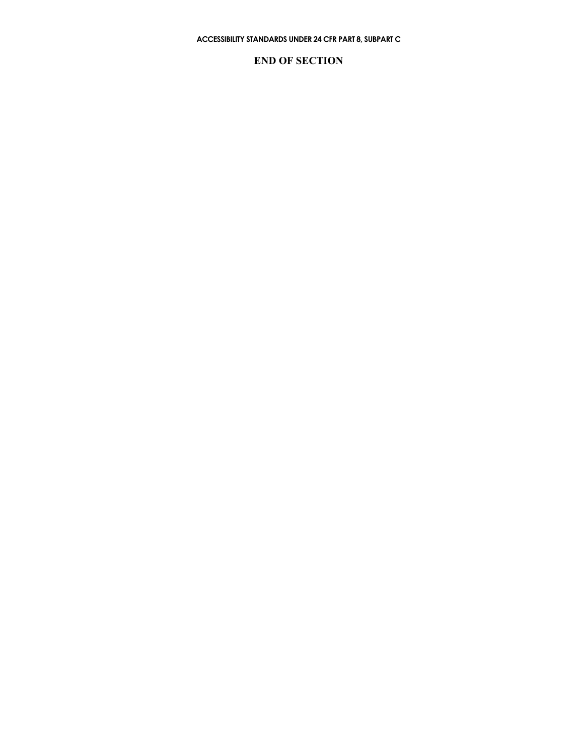**END OF SECTION**